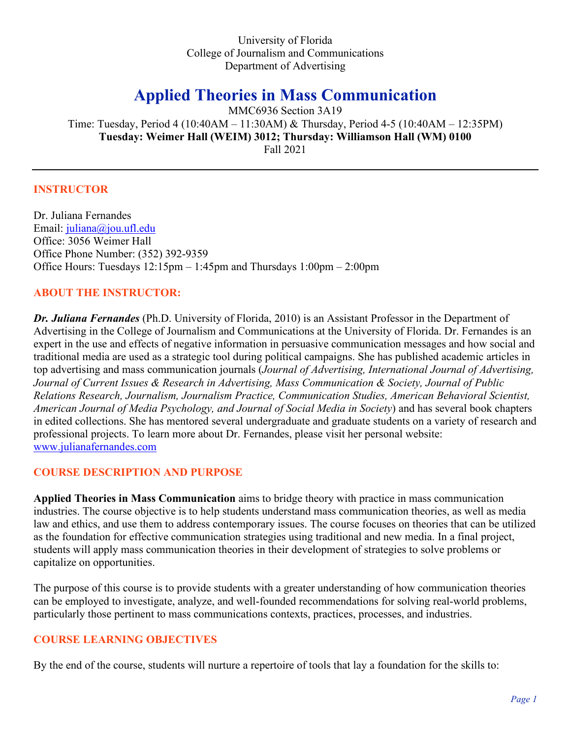University of Florida
College of Journalism and Communications
Department of Advertising

# Applied Theories in Mass Communication

MMC6936 Section 3A19
Time: Tuesday, Period 4 (10:40AM – 11:30AM) & Thursday, Period 4-5 (10:40AM – 12:35PM)
**Tuesday: Weimer Hall (WEIM) 3012; Thursday: Williamson Hall (WM) 0100**
Fall 2021

---

## INSTRUCTOR

Dr. Juliana Fernandes
Email: juliana@jou.ufl.edu
Office: 3056 Weimer Hall
Office Phone Number: (352) 392-9359
Office Hours: Tuesdays 12:15pm – 1:45pm and Thursdays 1:00pm – 2:00pm

## ABOUT THE INSTRUCTOR:

***Dr. Juliana Fernandes*** (Ph.D. University of Florida, 2010) is an Assistant Professor in the Department of Advertising in the College of Journalism and Communications at the University of Florida. Dr. Fernandes is an expert in the use and effects of negative information in persuasive communication messages and how social and traditional media are used as a strategic tool during political campaigns. She has published academic articles in top advertising and mass communication journals (*Journal of Advertising, International Journal of Advertising, Journal of Current Issues & Research in Advertising, Mass Communication & Society, Journal of Public Relations Research, Journalism, Journalism Practice, Communication Studies, American Behavioral Scientist, American Journal of Media Psychology, and Journal of Social Media in Society*) and has several book chapters in edited collections. She has mentored several undergraduate and graduate students on a variety of research and professional projects. To learn more about Dr. Fernandes, please visit her personal website: www.julianafernandes.com

## COURSE DESCRIPTION AND PURPOSE

**Applied Theories in Mass Communication** aims to bridge theory with practice in mass communication industries. The course objective is to help students understand mass communication theories, as well as media law and ethics, and use them to address contemporary issues. The course focuses on theories that can be utilized as the foundation for effective communication strategies using traditional and new media. In a final project, students will apply mass communication theories in their development of strategies to solve problems or capitalize on opportunities.

The purpose of this course is to provide students with a greater understanding of how communication theories can be employed to investigate, analyze, and well-founded recommendations for solving real-world problems, particularly those pertinent to mass communications contexts, practices, processes, and industries.

## COURSE LEARNING OBJECTIVES

By the end of the course, students will nurture a repertoire of tools that lay a foundation for the skills to: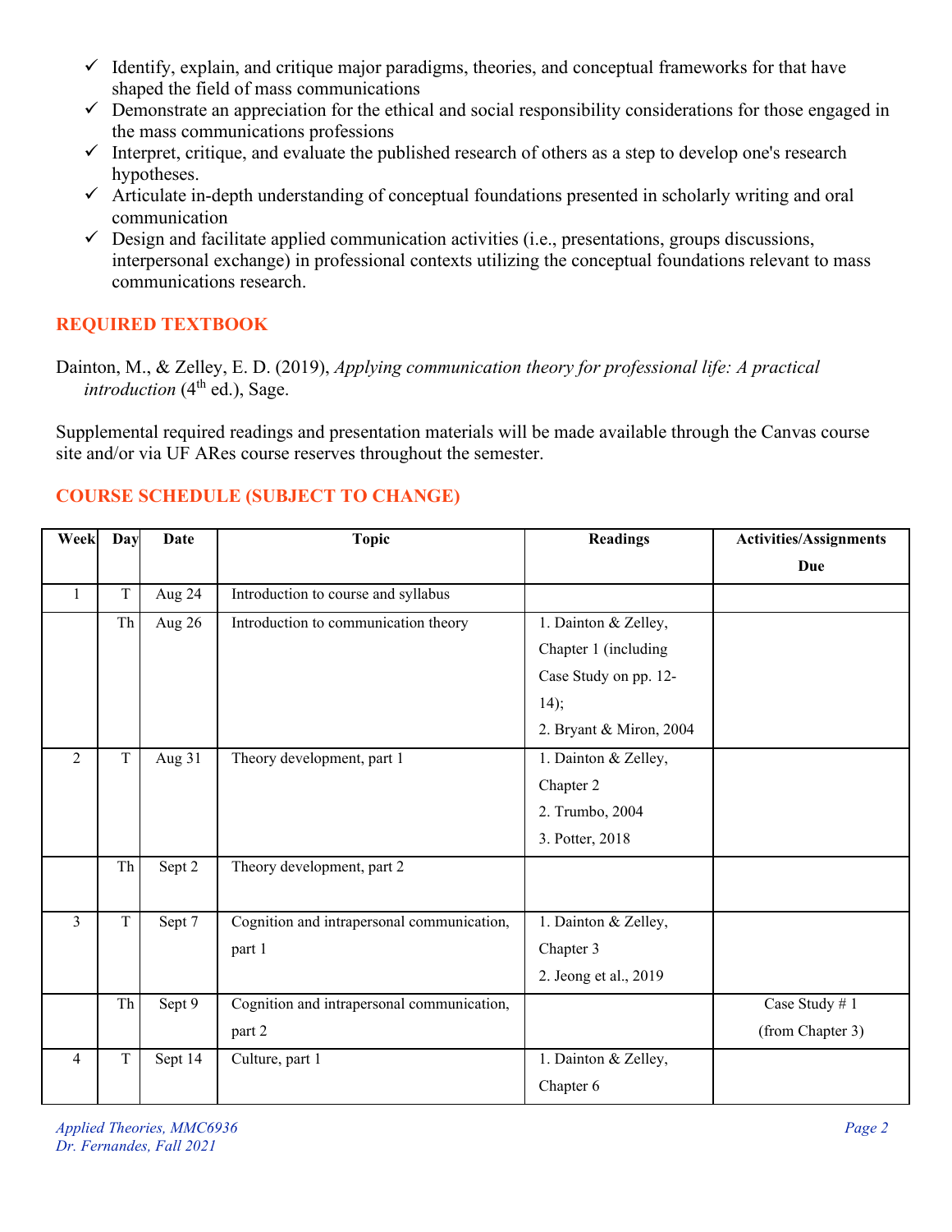- ✓ Identify, explain, and critique major paradigms, theories, and conceptual frameworks for that have shaped the field of mass communications
- ✓ Demonstrate an appreciation for the ethical and social responsibility considerations for those engaged in the mass communications professions
- ✓ Interpret, critique, and evaluate the published research of others as a step to develop one's research hypotheses.
- ✓ Articulate in-depth understanding of conceptual foundations presented in scholarly writing and oral communication
- ✓ Design and facilitate applied communication activities (i.e., presentations, groups discussions, interpersonal exchange) in professional contexts utilizing the conceptual foundations relevant to mass communications research.

## REQUIRED TEXTBOOK

Dainton, M., & Zelley, E. D. (2019), *Applying communication theory for professional life: A practical introduction* (4th ed.), Sage.

Supplemental required readings and presentation materials will be made available through the Canvas course site and/or via UF ARes course reserves throughout the semester.

## COURSE SCHEDULE (SUBJECT TO CHANGE)

| Week | Day | Date | Topic | Readings | Activities/Assignments Due |
|---|---|---|---|---|---|
| 1 | T | Aug 24 | Introduction to course and syllabus | | |
| | Th | Aug 26 | Introduction to communication theory | 1. Dainton & Zelley, Chapter 1 (including Case Study on pp. 12-14); 2. Bryant & Miron, 2004 | |
| 2 | T | Aug 31 | Theory development, part 1 | 1. Dainton & Zelley, Chapter 2 2. Trumbo, 2004 3. Potter, 2018 | |
| | Th | Sept 2 | Theory development, part 2 | | |
| 3 | T | Sept 7 | Cognition and intrapersonal communication, part 1 | 1. Dainton & Zelley, Chapter 3 2. Jeong et al., 2019 | |
| | Th | Sept 9 | Cognition and intrapersonal communication, part 2 | | Case Study # 1 (from Chapter 3) |
| 4 | T | Sept 14 | Culture, part 1 | 1. Dainton & Zelley, Chapter 6 | |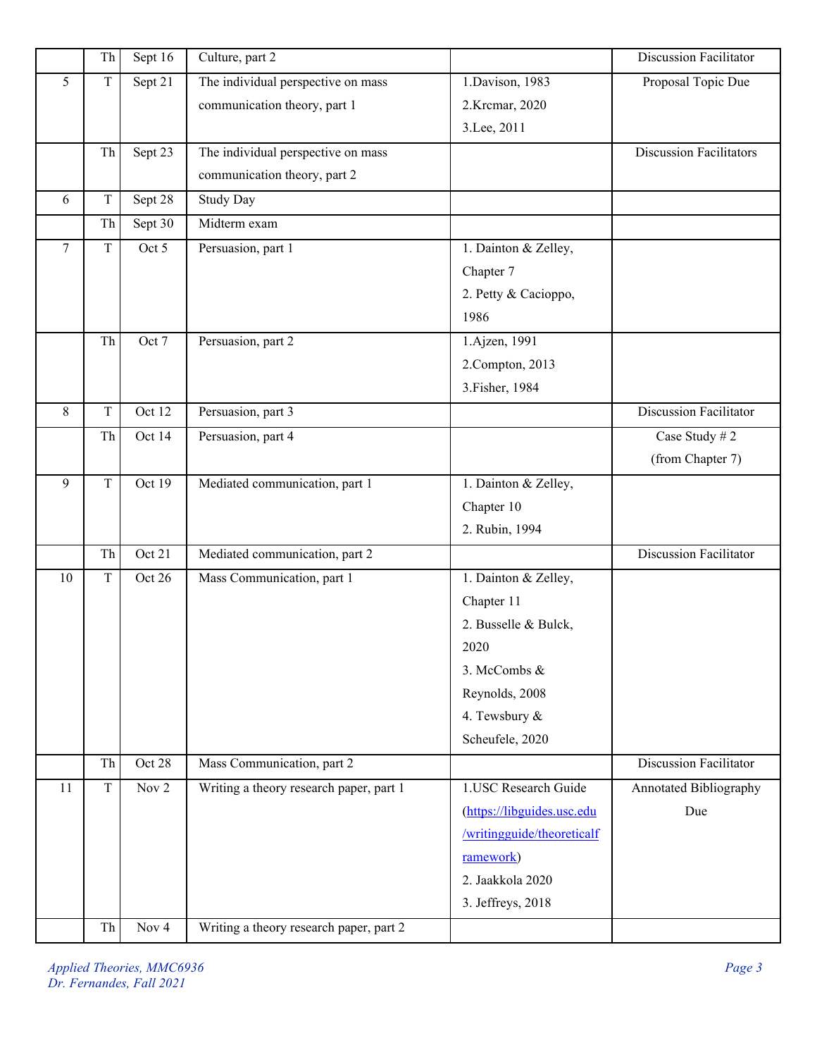| | | | | | |
|---|---|---|---|---|---|
| | Th | Sept 16 | Culture, part 2 | | Discussion Facilitator |
| 5 | T | Sept 21 | The individual perspective on mass communication theory, part 1 | 1.Davison, 1983<br>2.Krcmar, 2020<br>3.Lee, 2011 | Proposal Topic Due |
| | Th | Sept 23 | The individual perspective on mass communication theory, part 2 | | Discussion Facilitators |
| 6 | T | Sept 28 | Study Day | | |
| | Th | Sept 30 | Midterm exam | | |
| 7 | T | Oct 5 | Persuasion, part 1 | 1. Dainton & Zelley, Chapter 7<br>2. Petty & Cacioppo, 1986 | |
| | Th | Oct 7 | Persuasion, part 2 | 1.Ajzen, 1991<br>2.Compton, 2013<br>3.Fisher, 1984 | |
| 8 | T | Oct 12 | Persuasion, part 3 | | Discussion Facilitator |
| | Th | Oct 14 | Persuasion, part 4 | | Case Study # 2 (from Chapter 7) |
| 9 | T | Oct 19 | Mediated communication, part 1 | 1. Dainton & Zelley, Chapter 10<br>2. Rubin, 1994 | |
| | Th | Oct 21 | Mediated communication, part 2 | | Discussion Facilitator |
| 10 | T | Oct 26 | Mass Communication, part 1 | 1. Dainton & Zelley, Chapter 11<br>2. Busselle & Bulck, 2020<br>3. McCombs & Reynolds, 2008<br>4. Tewsbury & Scheufele, 2020 | |
| | Th | Oct 28 | Mass Communication, part 2 | | Discussion Facilitator |
| 11 | T | Nov 2 | Writing a theory research paper, part 1 | 1.USC Research Guide (https://libguides.usc.edu/writingguide/theoreticalframework)<br>2. Jaakkola 2020<br>3. Jeffreys, 2018 | Annotated Bibliography Due |
| | Th | Nov 4 | Writing a theory research paper, part 2 | | |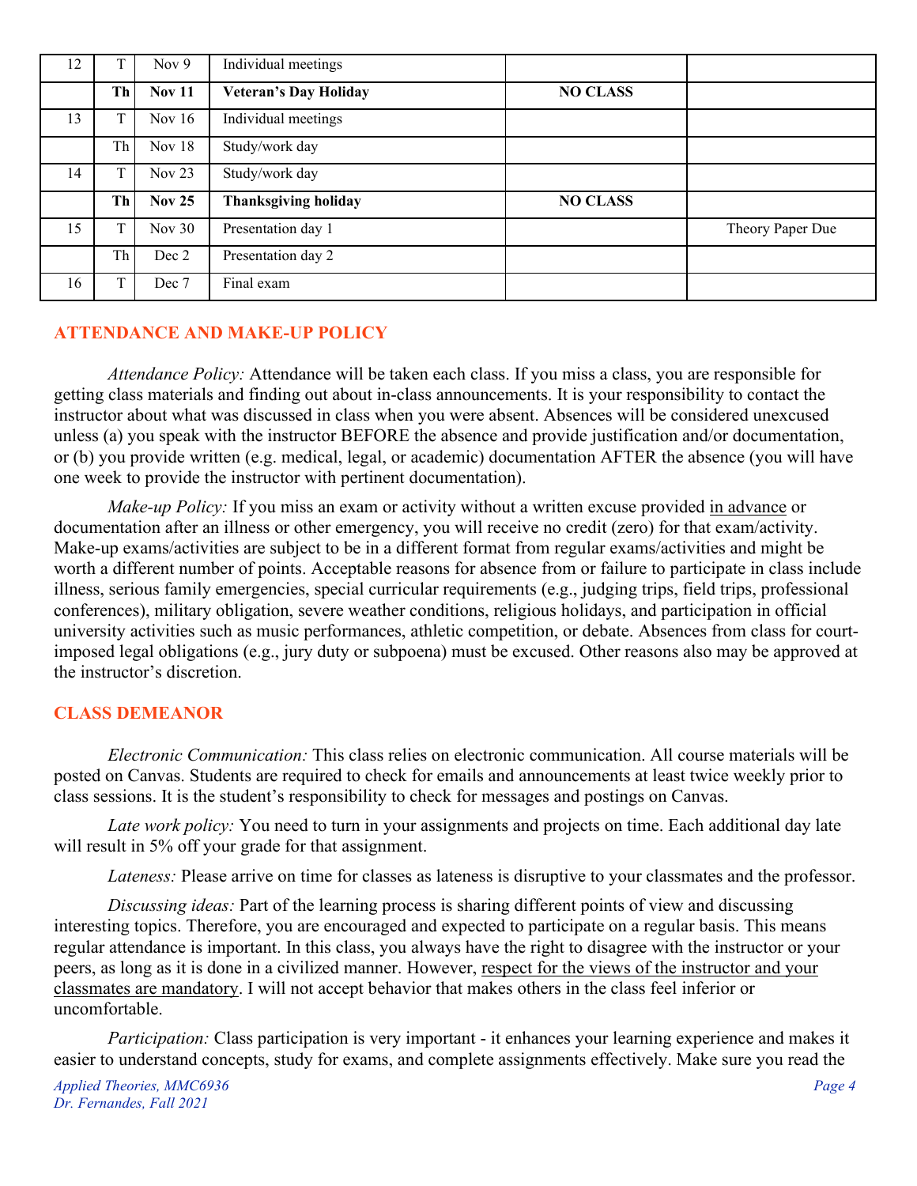| | | | | | |
|---|---|---|---|---|---|
| 12 | T | Nov 9 | Individual meetings | | |
| | **Th** | **Nov 11** | **Veteran's Day Holiday** | **NO CLASS** | |
| 13 | T | Nov 16 | Individual meetings | | |
| | Th | Nov 18 | Study/work day | | |
| 14 | T | Nov 23 | Study/work day | | |
| | **Th** | **Nov 25** | **Thanksgiving holiday** | **NO CLASS** | |
| 15 | T | Nov 30 | Presentation day 1 | | Theory Paper Due |
| | Th | Dec 2 | Presentation day 2 | | |
| 16 | T | Dec 7 | Final exam | | |

## ATTENDANCE AND MAKE-UP POLICY

*Attendance Policy:* Attendance will be taken each class. If you miss a class, you are responsible for getting class materials and finding out about in-class announcements. It is your responsibility to contact the instructor about what was discussed in class when you were absent. Absences will be considered unexcused unless (a) you speak with the instructor BEFORE the absence and provide justification and/or documentation, or (b) you provide written (e.g. medical, legal, or academic) documentation AFTER the absence (you will have one week to provide the instructor with pertinent documentation).

*Make-up Policy:* If you miss an exam or activity without a written excuse provided in advance or documentation after an illness or other emergency, you will receive no credit (zero) for that exam/activity. Make-up exams/activities are subject to be in a different format from regular exams/activities and might be worth a different number of points. Acceptable reasons for absence from or failure to participate in class include illness, serious family emergencies, special curricular requirements (e.g., judging trips, field trips, professional conferences), military obligation, severe weather conditions, religious holidays, and participation in official university activities such as music performances, athletic competition, or debate. Absences from class for court-imposed legal obligations (e.g., jury duty or subpoena) must be excused. Other reasons also may be approved at the instructor's discretion.

## CLASS DEMEANOR

*Electronic Communication:* This class relies on electronic communication. All course materials will be posted on Canvas. Students are required to check for emails and announcements at least twice weekly prior to class sessions. It is the student's responsibility to check for messages and postings on Canvas.

*Late work policy:* You need to turn in your assignments and projects on time. Each additional day late will result in 5% off your grade for that assignment.

*Lateness:* Please arrive on time for classes as lateness is disruptive to your classmates and the professor.

*Discussing ideas:* Part of the learning process is sharing different points of view and discussing interesting topics. Therefore, you are encouraged and expected to participate on a regular basis. This means regular attendance is important. In this class, you always have the right to disagree with the instructor or your peers, as long as it is done in a civilized manner. However, respect for the views of the instructor and your classmates are mandatory. I will not accept behavior that makes others in the class feel inferior or uncomfortable.

*Participation:* Class participation is very important - it enhances your learning experience and makes it easier to understand concepts, study for exams, and complete assignments effectively. Make sure you read the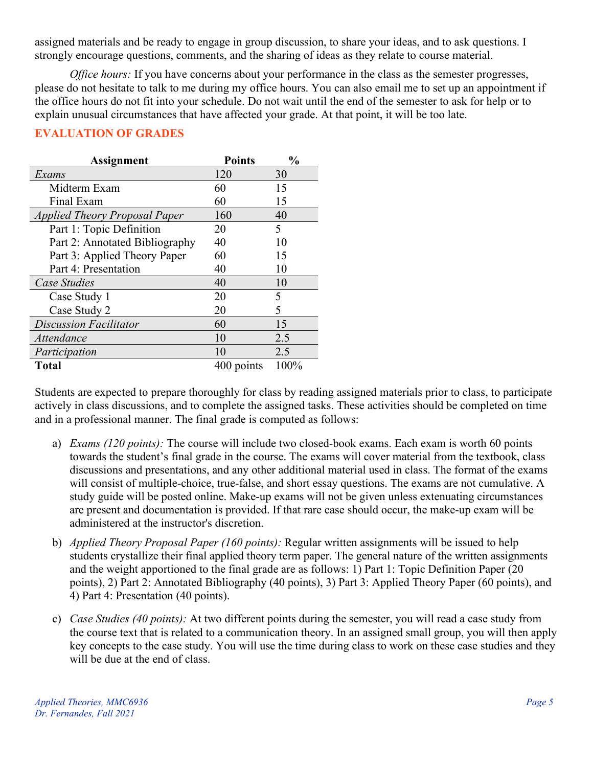assigned materials and be ready to engage in group discussion, to share your ideas, and to ask questions. I strongly encourage questions, comments, and the sharing of ideas as they relate to course material.

*Office hours:* If you have concerns about your performance in the class as the semester progresses, please do not hesitate to talk to me during my office hours. You can also email me to set up an appointment if the office hours do not fit into your schedule. Do not wait until the end of the semester to ask for help or to explain unusual circumstances that have affected your grade. At that point, it will be too late.

## EVALUATION OF GRADES

| Assignment | Points | % |
|---|---|---|
| *Exams* | 120 | 30 |
| Midterm Exam | 60 | 15 |
| Final Exam | 60 | 15 |
| *Applied Theory Proposal Paper* | 160 | 40 |
| Part 1: Topic Definition | 20 | 5 |
| Part 2: Annotated Bibliography | 40 | 10 |
| Part 3: Applied Theory Paper | 60 | 15 |
| Part 4: Presentation | 40 | 10 |
| *Case Studies* | 40 | 10 |
| Case Study 1 | 20 | 5 |
| Case Study 2 | 20 | 5 |
| *Discussion Facilitator* | 60 | 15 |
| *Attendance* | 10 | 2.5 |
| *Participation* | 10 | 2.5 |
| **Total** | 400 points | 100% |

Students are expected to prepare thoroughly for class by reading assigned materials prior to class, to participate actively in class discussions, and to complete the assigned tasks. These activities should be completed on time and in a professional manner. The final grade is computed as follows:

a) *Exams (120 points):* The course will include two closed-book exams. Each exam is worth 60 points towards the student's final grade in the course. The exams will cover material from the textbook, class discussions and presentations, and any other additional material used in class. The format of the exams will consist of multiple-choice, true-false, and short essay questions. The exams are not cumulative. A study guide will be posted online. Make-up exams will not be given unless extenuating circumstances are present and documentation is provided. If that rare case should occur, the make-up exam will be administered at the instructor's discretion.

b) *Applied Theory Proposal Paper (160 points):* Regular written assignments will be issued to help students crystallize their final applied theory term paper. The general nature of the written assignments and the weight apportioned to the final grade are as follows: 1) Part 1: Topic Definition Paper (20 points), 2) Part 2: Annotated Bibliography (40 points), 3) Part 3: Applied Theory Paper (60 points), and 4) Part 4: Presentation (40 points).

c) *Case Studies (40 points):* At two different points during the semester, you will read a case study from the course text that is related to a communication theory. In an assigned small group, you will then apply key concepts to the case study. You will use the time during class to work on these case studies and they will be due at the end of class.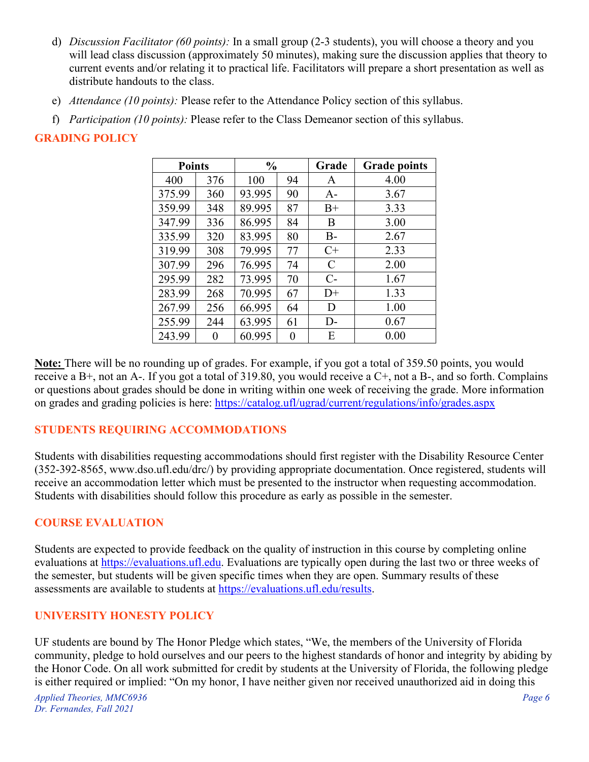d) *Discussion Facilitator (60 points):* In a small group (2-3 students), you will choose a theory and you will lead class discussion (approximately 50 minutes), making sure the discussion applies that theory to current events and/or relating it to practical life. Facilitators will prepare a short presentation as well as distribute handouts to the class.

e) *Attendance (10 points):* Please refer to the Attendance Policy section of this syllabus.

f) *Participation (10 points):* Please refer to the Class Demeanor section of this syllabus.

## GRADING POLICY

| Points | | % | | Grade | Grade points |
|---|---|---|---|---|---|
| 400 | 376 | 100 | 94 | A | 4.00 |
| 375.99 | 360 | 93.995 | 90 | A- | 3.67 |
| 359.99 | 348 | 89.995 | 87 | B+ | 3.33 |
| 347.99 | 336 | 86.995 | 84 | B | 3.00 |
| 335.99 | 320 | 83.995 | 80 | B- | 2.67 |
| 319.99 | 308 | 79.995 | 77 | C+ | 2.33 |
| 307.99 | 296 | 76.995 | 74 | C | 2.00 |
| 295.99 | 282 | 73.995 | 70 | C- | 1.67 |
| 283.99 | 268 | 70.995 | 67 | D+ | 1.33 |
| 267.99 | 256 | 66.995 | 64 | D | 1.00 |
| 255.99 | 244 | 63.995 | 61 | D- | 0.67 |
| 243.99 | 0 | 60.995 | 0 | E | 0.00 |

**Note:** There will be no rounding up of grades. For example, if you got a total of 359.50 points, you would receive a B+, not an A-. If you got a total of 319.80, you would receive a C+, not a B-, and so forth. Complains or questions about grades should be done in writing within one week of receiving the grade. More information on grades and grading policies is here: https://catalog.ufl/ugrad/current/regulations/info/grades.aspx

## STUDENTS REQUIRING ACCOMMODATIONS

Students with disabilities requesting accommodations should first register with the Disability Resource Center (352-392-8565, www.dso.ufl.edu/drc/) by providing appropriate documentation. Once registered, students will receive an accommodation letter which must be presented to the instructor when requesting accommodation. Students with disabilities should follow this procedure as early as possible in the semester.

## COURSE EVALUATION

Students are expected to provide feedback on the quality of instruction in this course by completing online evaluations at https://evaluations.ufl.edu. Evaluations are typically open during the last two or three weeks of the semester, but students will be given specific times when they are open. Summary results of these assessments are available to students at https://evaluations.ufl.edu/results.

## UNIVERSITY HONESTY POLICY

UF students are bound by The Honor Pledge which states, "We, the members of the University of Florida community, pledge to hold ourselves and our peers to the highest standards of honor and integrity by abiding by the Honor Code. On all work submitted for credit by students at the University of Florida, the following pledge is either required or implied: "On my honor, I have neither given nor received unauthorized aid in doing this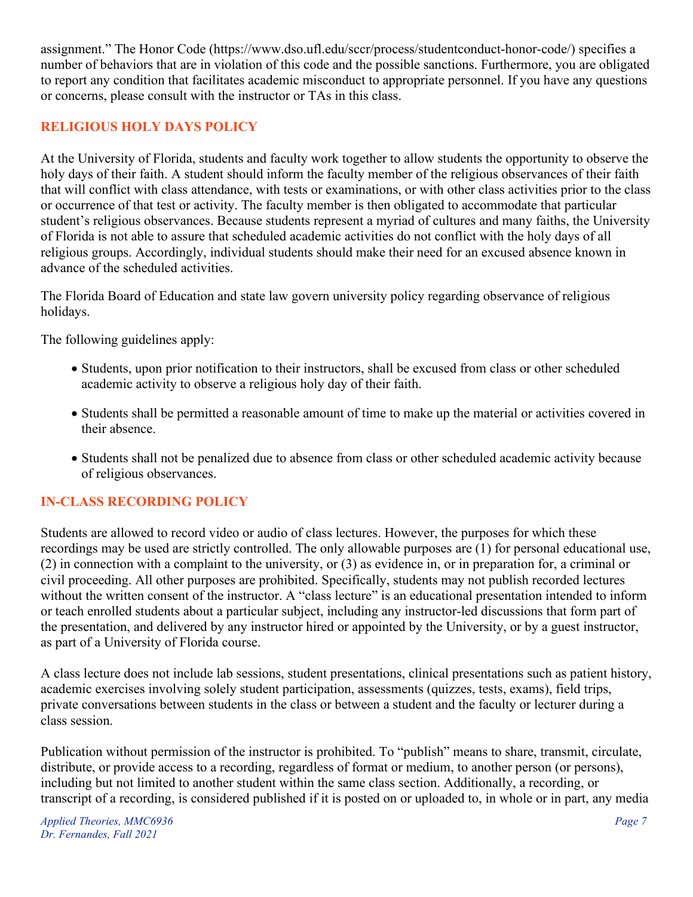assignment." The Honor Code (https://www.dso.ufl.edu/sccr/process/studentconduct-honor-code/) specifies a number of behaviors that are in violation of this code and the possible sanctions. Furthermore, you are obligated to report any condition that facilitates academic misconduct to appropriate personnel. If you have any questions or concerns, please consult with the instructor or TAs in this class.

## RELIGIOUS HOLY DAYS POLICY

At the University of Florida, students and faculty work together to allow students the opportunity to observe the holy days of their faith. A student should inform the faculty member of the religious observances of their faith that will conflict with class attendance, with tests or examinations, or with other class activities prior to the class or occurrence of that test or activity. The faculty member is then obligated to accommodate that particular student's religious observances. Because students represent a myriad of cultures and many faiths, the University of Florida is not able to assure that scheduled academic activities do not conflict with the holy days of all religious groups. Accordingly, individual students should make their need for an excused absence known in advance of the scheduled activities.

The Florida Board of Education and state law govern university policy regarding observance of religious holidays.

The following guidelines apply:

- Students, upon prior notification to their instructors, shall be excused from class or other scheduled academic activity to observe a religious holy day of their faith.
- Students shall be permitted a reasonable amount of time to make up the material or activities covered in their absence.
- Students shall not be penalized due to absence from class or other scheduled academic activity because of religious observances.

## IN-CLASS RECORDING POLICY

Students are allowed to record video or audio of class lectures. However, the purposes for which these recordings may be used are strictly controlled. The only allowable purposes are (1) for personal educational use, (2) in connection with a complaint to the university, or (3) as evidence in, or in preparation for, a criminal or civil proceeding. All other purposes are prohibited. Specifically, students may not publish recorded lectures without the written consent of the instructor. A "class lecture" is an educational presentation intended to inform or teach enrolled students about a particular subject, including any instructor-led discussions that form part of the presentation, and delivered by any instructor hired or appointed by the University, or by a guest instructor, as part of a University of Florida course.

A class lecture does not include lab sessions, student presentations, clinical presentations such as patient history, academic exercises involving solely student participation, assessments (quizzes, tests, exams), field trips, private conversations between students in the class or between a student and the faculty or lecturer during a class session.

Publication without permission of the instructor is prohibited. To "publish" means to share, transmit, circulate, distribute, or provide access to a recording, regardless of format or medium, to another person (or persons), including but not limited to another student within the same class section. Additionally, a recording, or transcript of a recording, is considered published if it is posted on or uploaded to, in whole or in part, any media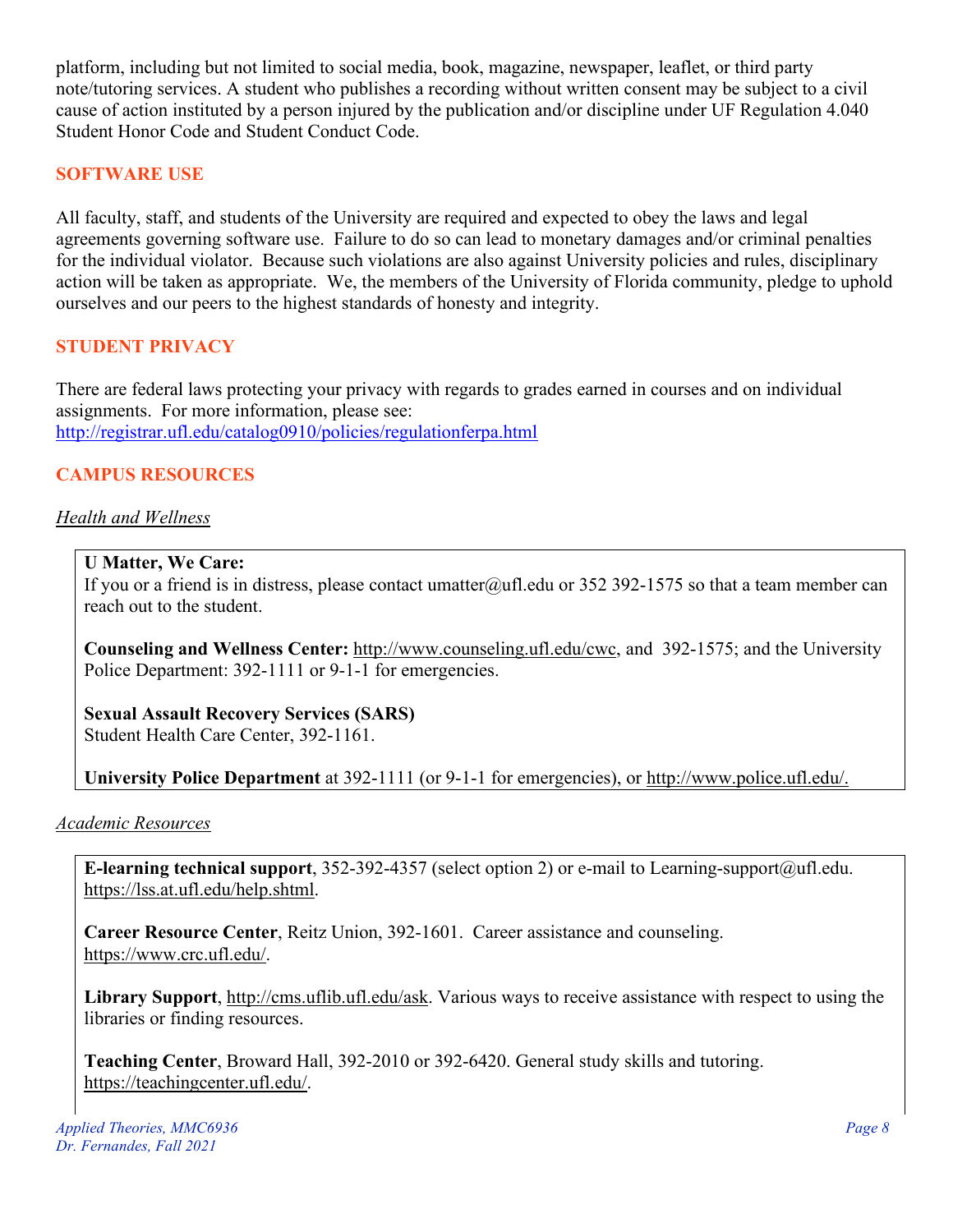platform, including but not limited to social media, book, magazine, newspaper, leaflet, or third party note/tutoring services. A student who publishes a recording without written consent may be subject to a civil cause of action instituted by a person injured by the publication and/or discipline under UF Regulation 4.040 Student Honor Code and Student Conduct Code.

## SOFTWARE USE

All faculty, staff, and students of the University are required and expected to obey the laws and legal agreements governing software use. Failure to do so can lead to monetary damages and/or criminal penalties for the individual violator. Because such violations are also against University policies and rules, disciplinary action will be taken as appropriate. We, the members of the University of Florida community, pledge to uphold ourselves and our peers to the highest standards of honesty and integrity.

## STUDENT PRIVACY

There are federal laws protecting your privacy with regards to grades earned in courses and on individual assignments. For more information, please see:
http://registrar.ufl.edu/catalog0910/policies/regulationferpa.html

## CAMPUS RESOURCES

*Health and Wellness*

**U Matter, We Care:**
If you or a friend is in distress, please contact umatter@ufl.edu or 352 392-1575 so that a team member can reach out to the student.

**Counseling and Wellness Center:** http://www.counseling.ufl.edu/cwc, and 392-1575; and the University Police Department: 392-1111 or 9-1-1 for emergencies.

**Sexual Assault Recovery Services (SARS)**
Student Health Care Center, 392-1161.

**University Police Department** at 392-1111 (or 9-1-1 for emergencies), or http://www.police.ufl.edu/.

*Academic Resources*

**E-learning technical support**, 352-392-4357 (select option 2) or e-mail to Learning-support@ufl.edu. https://lss.at.ufl.edu/help.shtml.

**Career Resource Center**, Reitz Union, 392-1601. Career assistance and counseling. https://www.crc.ufl.edu/.

**Library Support**, http://cms.uflib.ufl.edu/ask. Various ways to receive assistance with respect to using the libraries or finding resources.

**Teaching Center**, Broward Hall, 392-2010 or 392-6420. General study skills and tutoring. https://teachingcenter.ufl.edu/.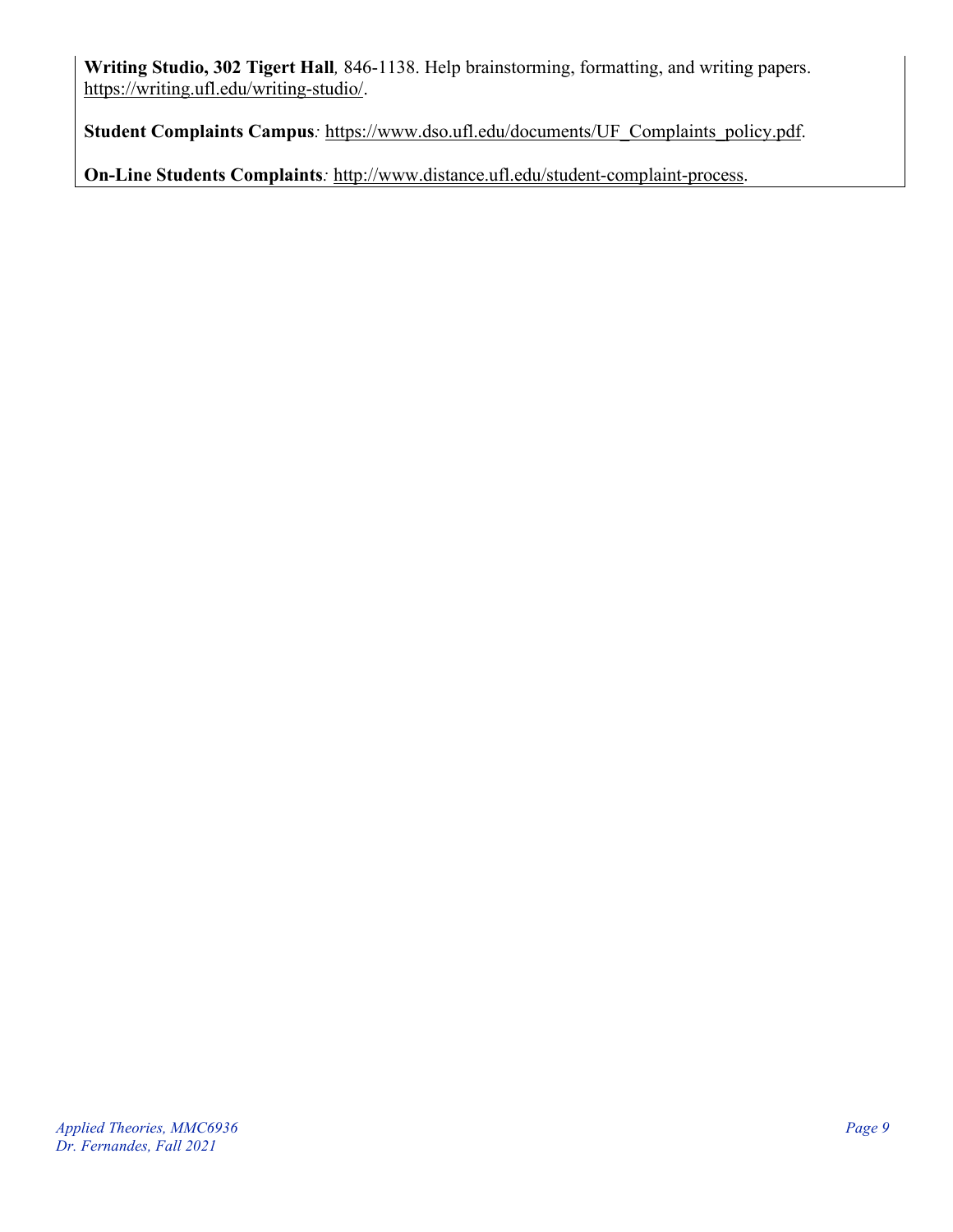**Writing Studio, 302 Tigert Hall***,* 846-1138. Help brainstorming, formatting, and writing papers. https://writing.ufl.edu/writing-studio/.

**Student Complaints Campus***:* https://www.dso.ufl.edu/documents/UF_Complaints_policy.pdf.

**On-Line Students Complaints***:* http://www.distance.ufl.edu/student-complaint-process.